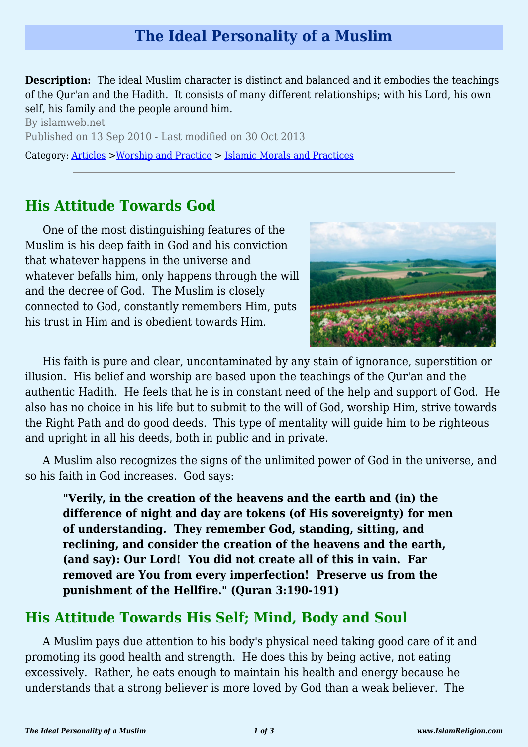# The Ideal Personality of a Muslim

**Description:** The ideal Muslim character is distinct and balanced and it embodies the teachings of the Qur'an and the Hadith. It consists of many different relationships; with his Lord, his own self, his family and the people around him.

By islamweb.net

Published on 13 Sep 2010 - Last modified on 30 Oct 2013

Category: Articles >Worship and Practice > Islamic Morals and Practices

---

## His Attitude Towards God

One of the most distinguishing features of the Muslim is his deep faith in God and his conviction that whatever happens in the universe and whatever befalls him, only happens through the will and the decree of God. The Muslim is closely connected to God, constantly remembers Him, puts his trust in Him and is obedient towards Him.

His faith is pure and clear, uncontaminated by any stain of ignorance, superstition or illusion. His belief and worship are based upon the teachings of the Qur'an and the authentic Hadith. He feels that he is in constant need of the help and support of God. He also has no choice in his life but to submit to the will of God, worship Him, strive towards the Right Path and do good deeds. This type of mentality will guide him to be righteous and upright in all his deeds, both in public and in private.

A Muslim also recognizes the signs of the unlimited power of God in the universe, and so his faith in God increases. God says:

> **"Verily, in the creation of the heavens and the earth and (in) the difference of night and day are tokens (of His sovereignty) for men of understanding. They remember God, standing, sitting, and reclining, and consider the creation of the heavens and the earth, (and say): Our Lord! You did not create all of this in vain. Far removed are You from every imperfection! Preserve us from the punishment of the Hellfire." (Quran 3:190-191)**

## His Attitude Towards His Self; Mind, Body and Soul

A Muslim pays due attention to his body's physical need taking good care of it and promoting its good health and strength. He does this by being active, not eating excessively. Rather, he eats enough to maintain his health and energy because he understands that a strong believer is more loved by God than a weak believer. The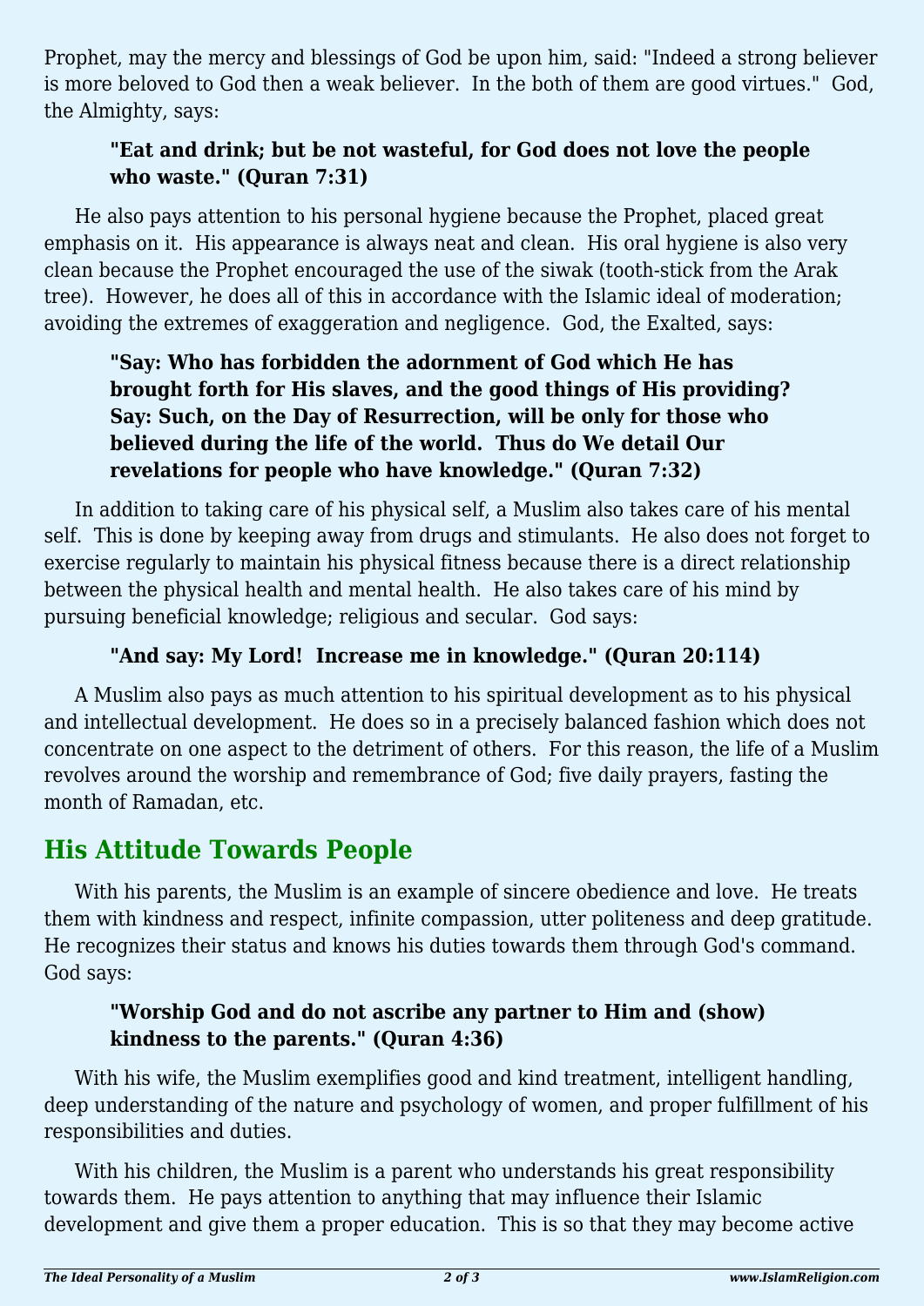Prophet, may the mercy and blessings of God be upon him, said: "Indeed a strong believer is more beloved to God then a weak believer. In the both of them are good virtues." God, the Almighty, says:

> **"Eat and drink; but be not wasteful, for God does not love the people who waste." (Quran 7:31)**

He also pays attention to his personal hygiene because the Prophet, placed great emphasis on it. His appearance is always neat and clean. His oral hygiene is also very clean because the Prophet encouraged the use of the siwak (tooth-stick from the Arak tree). However, he does all of this in accordance with the Islamic ideal of moderation; avoiding the extremes of exaggeration and negligence. God, the Exalted, says:

> **"Say: Who has forbidden the adornment of God which He has brought forth for His slaves, and the good things of His providing? Say: Such, on the Day of Resurrection, will be only for those who believed during the life of the world. Thus do We detail Our revelations for people who have knowledge." (Quran 7:32)**

In addition to taking care of his physical self, a Muslim also takes care of his mental self. This is done by keeping away from drugs and stimulants. He also does not forget to exercise regularly to maintain his physical fitness because there is a direct relationship between the physical health and mental health. He also takes care of his mind by pursuing beneficial knowledge; religious and secular. God says:

> **"And say: My Lord! Increase me in knowledge." (Quran 20:114)**

A Muslim also pays as much attention to his spiritual development as to his physical and intellectual development. He does so in a precisely balanced fashion which does not concentrate on one aspect to the detriment of others. For this reason, the life of a Muslim revolves around the worship and remembrance of God; five daily prayers, fasting the month of Ramadan, etc.

## His Attitude Towards People

With his parents, the Muslim is an example of sincere obedience and love. He treats them with kindness and respect, infinite compassion, utter politeness and deep gratitude. He recognizes their status and knows his duties towards them through God's command. God says:

> **"Worship God and do not ascribe any partner to Him and (show) kindness to the parents." (Quran 4:36)**

With his wife, the Muslim exemplifies good and kind treatment, intelligent handling, deep understanding of the nature and psychology of women, and proper fulfillment of his responsibilities and duties.

With his children, the Muslim is a parent who understands his great responsibility towards them. He pays attention to anything that may influence their Islamic development and give them a proper education. This is so that they may become active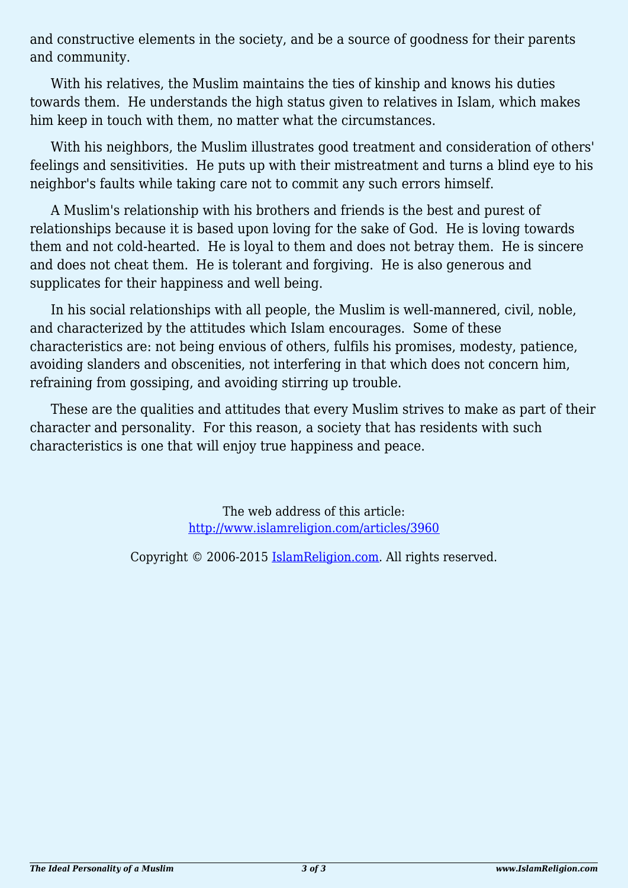and constructive elements in the society, and be a source of goodness for their parents and community.

With his relatives, the Muslim maintains the ties of kinship and knows his duties towards them.  He understands the high status given to relatives in Islam, which makes him keep in touch with them, no matter what the circumstances.

With his neighbors, the Muslim illustrates good treatment and consideration of others' feelings and sensitivities.  He puts up with their mistreatment and turns a blind eye to his neighbor's faults while taking care not to commit any such errors himself.

A Muslim's relationship with his brothers and friends is the best and purest of relationships because it is based upon loving for the sake of God.  He is loving towards them and not cold-hearted.  He is loyal to them and does not betray them.  He is sincere and does not cheat them.  He is tolerant and forgiving.  He is also generous and supplicates for their happiness and well being.

In his social relationships with all people, the Muslim is well-mannered, civil, noble, and characterized by the attitudes which Islam encourages.  Some of these characteristics are: not being envious of others, fulfils his promises, modesty, patience, avoiding slanders and obscenities, not interfering in that which does not concern him, refraining from gossiping, and avoiding stirring up trouble.

These are the qualities and attitudes that every Muslim strives to make as part of their character and personality.  For this reason, a society that has residents with such characteristics is one that will enjoy true happiness and peace.

The web address of this article:
[http://www.islamreligion.com/articles/3960](http://www.islamreligion.com/articles/3960)

Copyright © 2006-2015 [IslamReligion.com](http://www.islamreligion.com). All rights reserved.